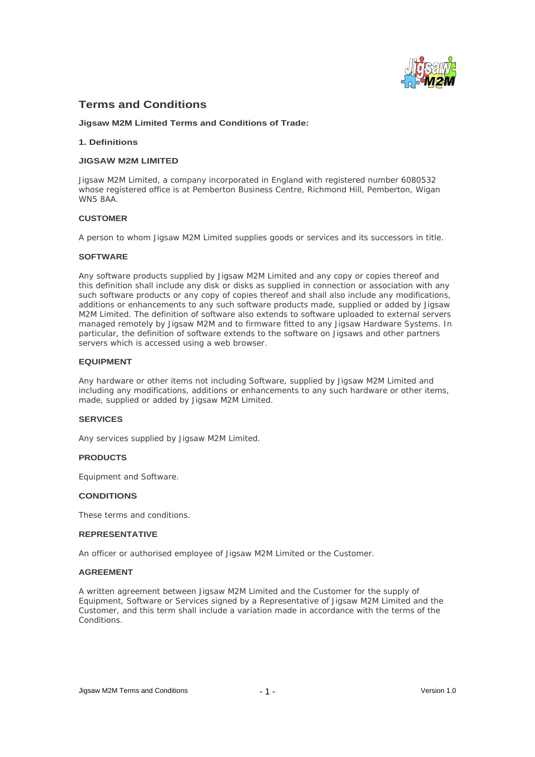# Terms and Conditions

**Jigsaw M2M Limited Terms and Conditions of Trade:**

## 1. Definitions

### JIGSAW M2M LIMITED

Jigsaw M2M Limited, a company incorporated in England with registered number 6080532 whose registered office is at Pemberton Business Centre, Richmond Hill, Pemberton, Wigan WN5 8AA.

### CUSTOMER

A person to whom Jigsaw M2M Limited supplies goods or services and its successors in title.

### SOFTWARE

Any software products supplied by Jigsaw M2M Limited and any copy or copies thereof and this definition shall include any disk or disks as supplied in connection or association with any such software products or any copy of copies thereof and shall also include any modifications, additions or enhancements to any such software products made, supplied or added by Jigsaw M2M Limited. The definition of software also extends to software uploaded to external servers managed remotely by Jigsaw M2M and to firmware fitted to any Jigsaw Hardware Systems. In particular, the definition of software extends to the software on Jigsaws and other partners servers which is accessed using a web browser.

### EQUIPMENT

Any hardware or other items not including Software, supplied by Jigsaw M2M Limited and including any modifications, additions or enhancements to any such hardware or other items, made, supplied or added by Jigsaw M2M Limited.

### SERVICES

Any services supplied by Jigsaw M2M Limited.

### PRODUCTS

Equipment and Software.

### CONDITIONS

These terms and conditions.

### REPRESENTATIVE

An officer or authorised employee of Jigsaw M2M Limited or the Customer.

### AGREEMENT

A written agreement between Jigsaw M2M Limited and the Customer for the supply of Equipment, Software or Services signed by a Representative of Jigsaw M2M Limited and the Customer, and this term shall include a variation made in accordance with the terms of the Conditions.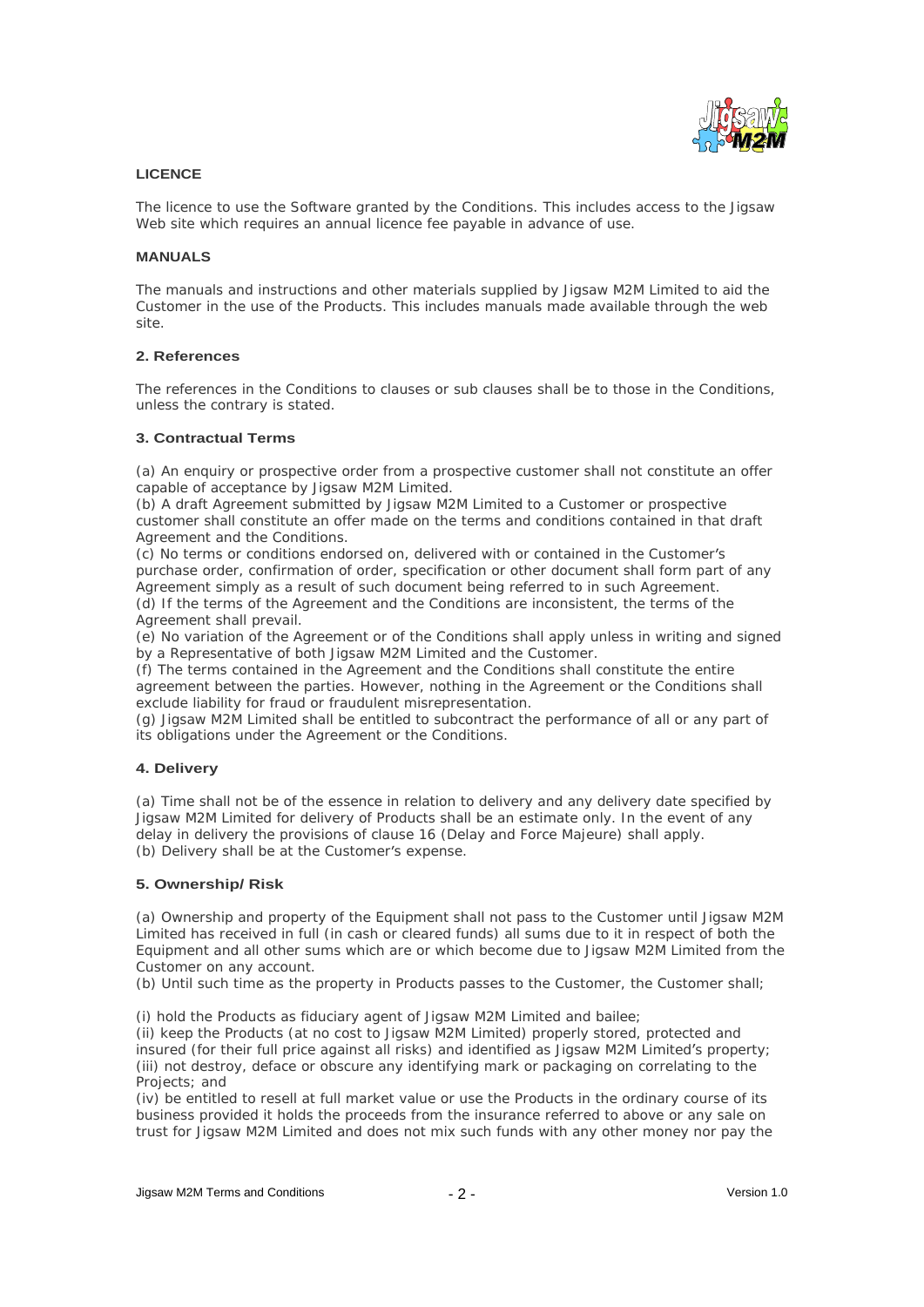**LICENCE**

The licence to use the Software granted by the Conditions. This includes access to the Jigsaw Web site which requires an annual licence fee payable in advance of use.

**MANUALS**

The manuals and instructions and other materials supplied by Jigsaw M2M Limited to aid the Customer in the use of the Products. This includes manuals made available through the web site.

**2. References**

The references in the Conditions to clauses or sub clauses shall be to those in the Conditions, unless the contrary is stated.

**3. Contractual Terms**

(a) An enquiry or prospective order from a prospective customer shall not constitute an offer capable of acceptance by Jigsaw M2M Limited.
(b) A draft Agreement submitted by Jigsaw M2M Limited to a Customer or prospective customer shall constitute an offer made on the terms and conditions contained in that draft Agreement and the Conditions.
(c) No terms or conditions endorsed on, delivered with or contained in the Customer's purchase order, confirmation of order, specification or other document shall form part of any Agreement simply as a result of such document being referred to in such Agreement.
(d) If the terms of the Agreement and the Conditions are inconsistent, the terms of the Agreement shall prevail.
(e) No variation of the Agreement or of the Conditions shall apply unless in writing and signed by a Representative of both Jigsaw M2M Limited and the Customer.
(f) The terms contained in the Agreement and the Conditions shall constitute the entire agreement between the parties. However, nothing in the Agreement or the Conditions shall exclude liability for fraud or fraudulent misrepresentation.
(g) Jigsaw M2M Limited shall be entitled to subcontract the performance of all or any part of its obligations under the Agreement or the Conditions.

**4. Delivery**

(a) Time shall not be of the essence in relation to delivery and any delivery date specified by Jigsaw M2M Limited for delivery of Products shall be an estimate only. In the event of any delay in delivery the provisions of clause 16 (Delay and Force Majeure) shall apply.
(b) Delivery shall be at the Customer's expense.

**5. Ownership/Risk**

(a) Ownership and property of the Equipment shall not pass to the Customer until Jigsaw M2M Limited has received in full (in cash or cleared funds) all sums due to it in respect of both the Equipment and all other sums which are or which become due to Jigsaw M2M Limited from the Customer on any account.
(b) Until such time as the property in Products passes to the Customer, the Customer shall;

(i) hold the Products as fiduciary agent of Jigsaw M2M Limited and bailee;
(ii) keep the Products (at no cost to Jigsaw M2M Limited) properly stored, protected and insured (for their full price against all risks) and identified as Jigsaw M2M Limited's property;
(iii) not destroy, deface or obscure any identifying mark or packaging on correlating to the Projects; and
(iv) be entitled to resell at full market value or use the Products in the ordinary course of its business provided it holds the proceeds from the insurance referred to above or any sale on trust for Jigsaw M2M Limited and does not mix such funds with any other money nor pay the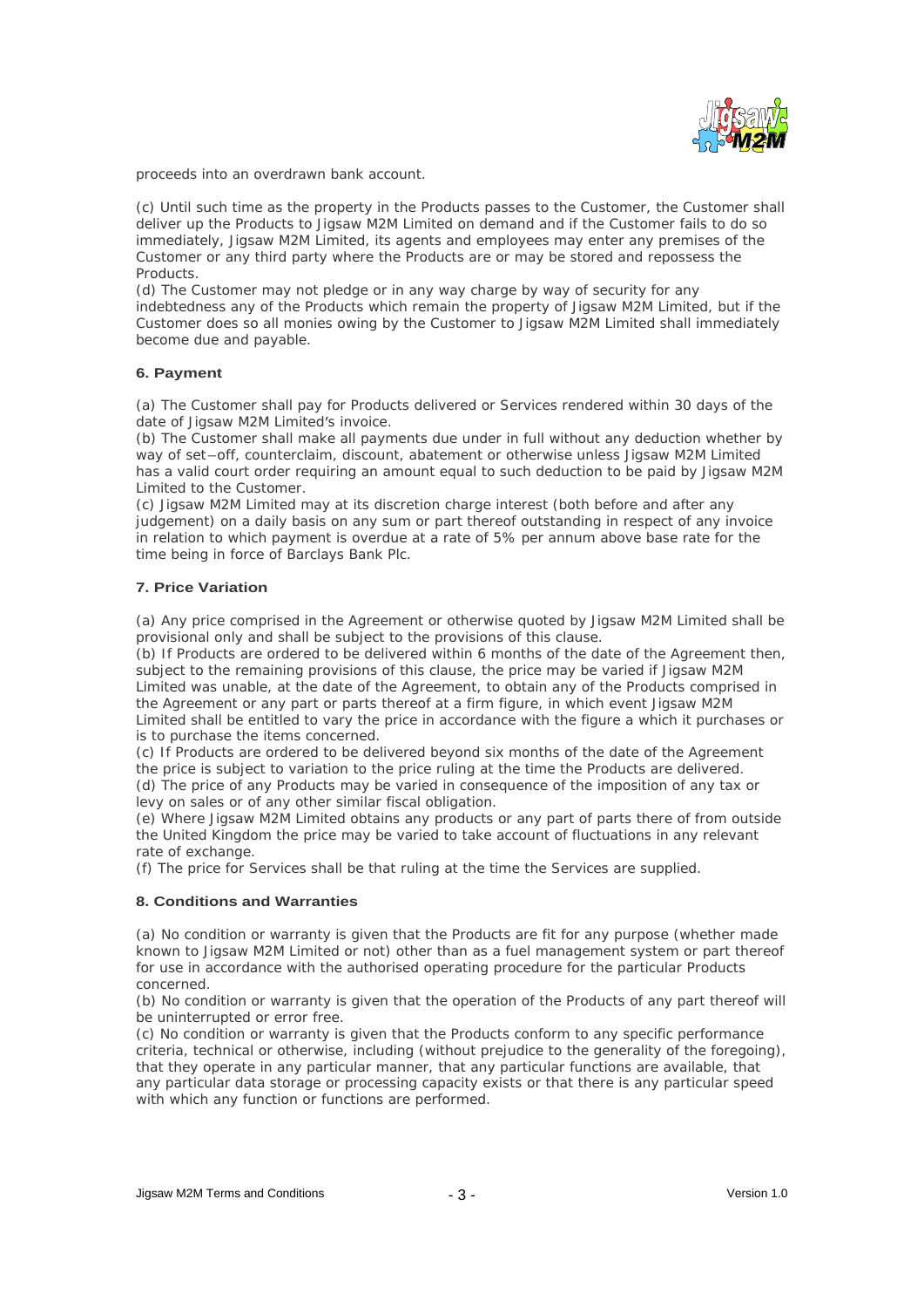proceeds into an overdrawn bank account.

(c) Until such time as the property in the Products passes to the Customer, the Customer shall deliver up the Products to Jigsaw M2M Limited on demand and if the Customer fails to do so immediately, Jigsaw M2M Limited, its agents and employees may enter any premises of the Customer or any third party where the Products are or may be stored and repossess the Products.

(d) The Customer may not pledge or in any way charge by way of security for any indebtedness any of the Products which remain the property of Jigsaw M2M Limited, but if the Customer does so all monies owing by the Customer to Jigsaw M2M Limited shall immediately become due and payable.

### 6. Payment

(a) The Customer shall pay for Products delivered or Services rendered within 30 days of the date of Jigsaw M2M Limited's invoice.

(b) The Customer shall make all payments due under in full without any deduction whether by way of set−off, counterclaim, discount, abatement or otherwise unless Jigsaw M2M Limited has a valid court order requiring an amount equal to such deduction to be paid by Jigsaw M2M Limited to the Customer.

(c) Jigsaw M2M Limited may at its discretion charge interest (both before and after any judgement) on a daily basis on any sum or part thereof outstanding in respect of any invoice in relation to which payment is overdue at a rate of 5% per annum above base rate for the time being in force of Barclays Bank Plc.

### 7. Price Variation

(a) Any price comprised in the Agreement or otherwise quoted by Jigsaw M2M Limited shall be provisional only and shall be subject to the provisions of this clause.

(b) If Products are ordered to be delivered within 6 months of the date of the Agreement then, subject to the remaining provisions of this clause, the price may be varied if Jigsaw M2M Limited was unable, at the date of the Agreement, to obtain any of the Products comprised in the Agreement or any part or parts thereof at a firm figure, in which event Jigsaw M2M Limited shall be entitled to vary the price in accordance with the figure a which it purchases or is to purchase the items concerned.

(c) If Products are ordered to be delivered beyond six months of the date of the Agreement the price is subject to variation to the price ruling at the time the Products are delivered.

(d) The price of any Products may be varied in consequence of the imposition of any tax or levy on sales or of any other similar fiscal obligation.

(e) Where Jigsaw M2M Limited obtains any products or any part of parts there of from outside the United Kingdom the price may be varied to take account of fluctuations in any relevant rate of exchange.

(f) The price for Services shall be that ruling at the time the Services are supplied.

### 8. Conditions and Warranties

(a) No condition or warranty is given that the Products are fit for any purpose (whether made known to Jigsaw M2M Limited or not) other than as a fuel management system or part thereof for use in accordance with the authorised operating procedure for the particular Products concerned.

(b) No condition or warranty is given that the operation of the Products of any part thereof will be uninterrupted or error free.

(c) No condition or warranty is given that the Products conform to any specific performance criteria, technical or otherwise, including (without prejudice to the generality of the foregoing), that they operate in any particular manner, that any particular functions are available, that any particular data storage or processing capacity exists or that there is any particular speed with which any function or functions are performed.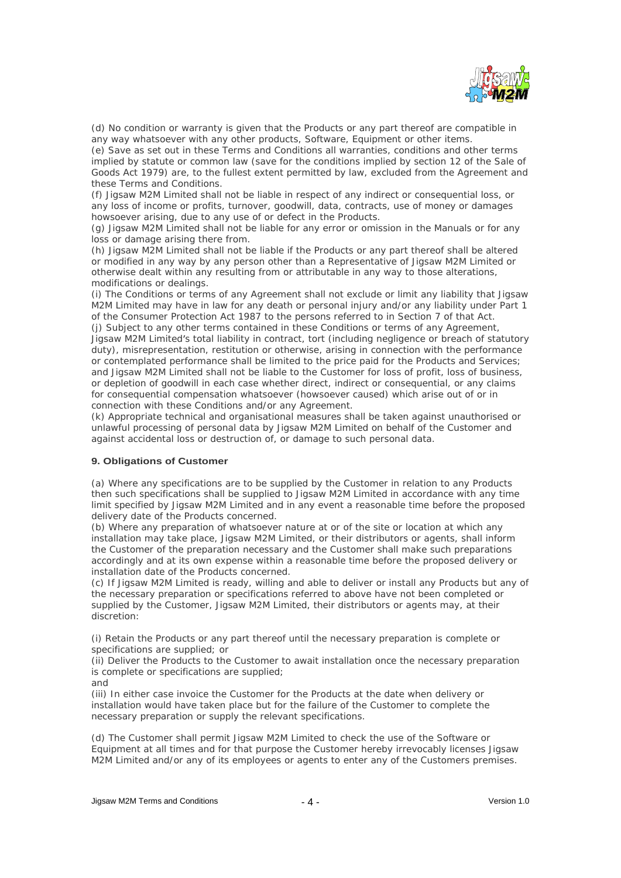(d) No condition or warranty is given that the Products or any part thereof are compatible in any way whatsoever with any other products, Software, Equipment or other items.
(e) Save as set out in these Terms and Conditions all warranties, conditions and other terms implied by statute or common law (save for the conditions implied by section 12 of the Sale of Goods Act 1979) are, to the fullest extent permitted by law, excluded from the Agreement and these Terms and Conditions.
(f) Jigsaw M2M Limited shall not be liable in respect of any indirect or consequential loss, or any loss of income or profits, turnover, goodwill, data, contracts, use of money or damages howsoever arising, due to any use of or defect in the Products.
(g) Jigsaw M2M Limited shall not be liable for any error or omission in the Manuals or for any loss or damage arising there from.
(h) Jigsaw M2M Limited shall not be liable if the Products or any part thereof shall be altered or modified in any way by any person other than a Representative of Jigsaw M2M Limited or otherwise dealt within any resulting from or attributable in any way to those alterations, modifications or dealings.
(i) The Conditions or terms of any Agreement shall not exclude or limit any liability that Jigsaw M2M Limited may have in law for any death or personal injury and/or any liability under Part 1 of the Consumer Protection Act 1987 to the persons referred to in Section 7 of that Act.
(j) Subject to any other terms contained in these Conditions or terms of any Agreement, Jigsaw M2M Limited's total liability in contract, tort (including negligence or breach of statutory duty), misrepresentation, restitution or otherwise, arising in connection with the performance or contemplated performance shall be limited to the price paid for the Products and Services; and Jigsaw M2M Limited shall not be liable to the Customer for loss of profit, loss of business, or depletion of goodwill in each case whether direct, indirect or consequential, or any claims for consequential compensation whatsoever (howsoever caused) which arise out of or in connection with these Conditions and/or any Agreement.
(k) Appropriate technical and organisational measures shall be taken against unauthorised or unlawful processing of personal data by Jigsaw M2M Limited on behalf of the Customer and against accidental loss or destruction of, or damage to such personal data.

**9. Obligations of Customer**

(a) Where any specifications are to be supplied by the Customer in relation to any Products then such specifications shall be supplied to Jigsaw M2M Limited in accordance with any time limit specified by Jigsaw M2M Limited and in any event a reasonable time before the proposed delivery date of the Products concerned.
(b) Where any preparation of whatsoever nature at or of the site or location at which any installation may take place, Jigsaw M2M Limited, or their distributors or agents, shall inform the Customer of the preparation necessary and the Customer shall make such preparations accordingly and at its own expense within a reasonable time before the proposed delivery or installation date of the Products concerned.
(c) If Jigsaw M2M Limited is ready, willing and able to deliver or install any Products but any of the necessary preparation or specifications referred to above have not been completed or supplied by the Customer, Jigsaw M2M Limited, their distributors or agents may, at their discretion:

(i) Retain the Products or any part thereof until the necessary preparation is complete or specifications are supplied; or
(ii) Deliver the Products to the Customer to await installation once the necessary preparation is complete or specifications are supplied;
and
(iii) In either case invoice the Customer for the Products at the date when delivery or installation would have taken place but for the failure of the Customer to complete the necessary preparation or supply the relevant specifications.

(d) The Customer shall permit Jigsaw M2M Limited to check the use of the Software or Equipment at all times and for that purpose the Customer hereby irrevocably licenses Jigsaw M2M Limited and/or any of its employees or agents to enter any of the Customers premises.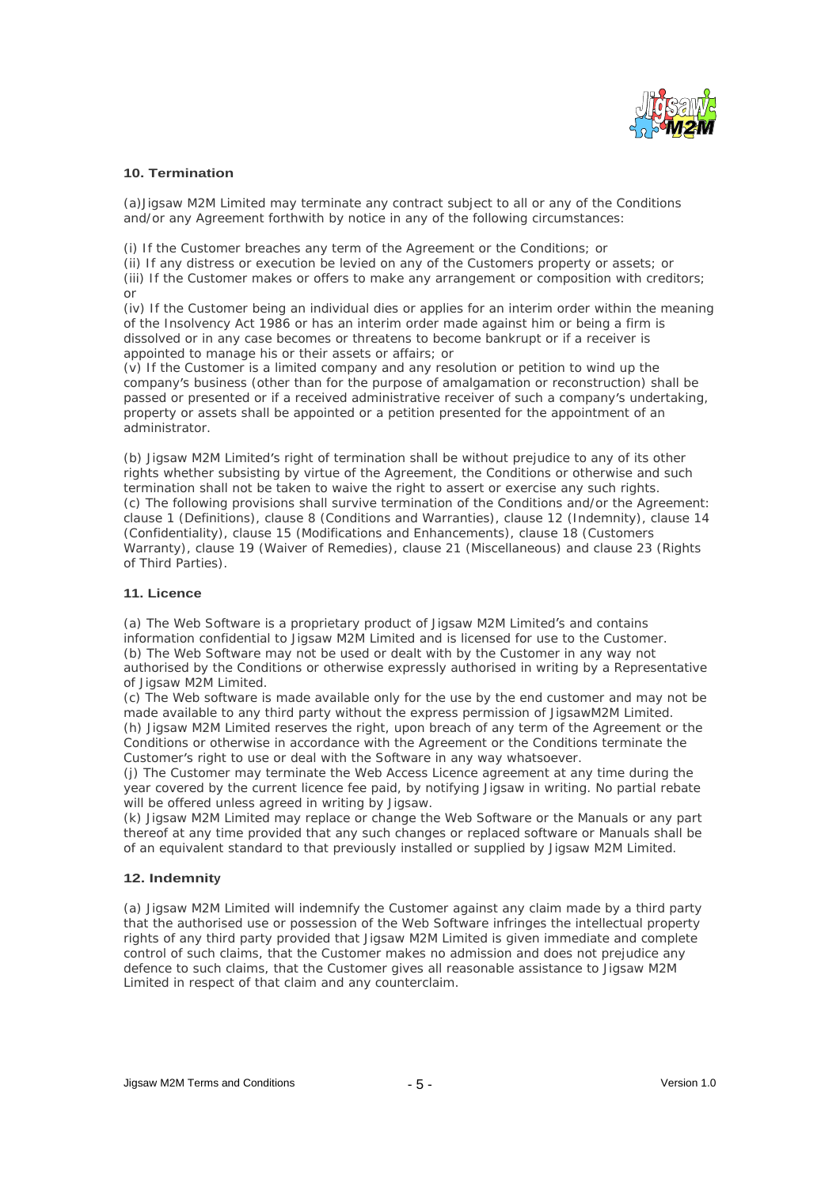### 10. Termination

(a)Jigsaw M2M Limited may terminate any contract subject to all or any of the Conditions and/or any Agreement forthwith by notice in any of the following circumstances:

(i) If the Customer breaches any term of the Agreement or the Conditions; or
(ii) If any distress or execution be levied on any of the Customers property or assets; or
(iii) If the Customer makes or offers to make any arrangement or composition with creditors; or
(iv) If the Customer being an individual dies or applies for an interim order within the meaning of the Insolvency Act 1986 or has an interim order made against him or being a firm is dissolved or in any case becomes or threatens to become bankrupt or if a receiver is appointed to manage his or their assets or affairs; or
(v) If the Customer is a limited company and any resolution or petition to wind up the company's business (other than for the purpose of amalgamation or reconstruction) shall be passed or presented or if a received administrative receiver of such a company's undertaking, property or assets shall be appointed or a petition presented for the appointment of an administrator.

(b) Jigsaw M2M Limited's right of termination shall be without prejudice to any of its other rights whether subsisting by virtue of the Agreement, the Conditions or otherwise and such termination shall not be taken to waive the right to assert or exercise any such rights.
(c) The following provisions shall survive termination of the Conditions and/or the Agreement: clause 1 (Definitions), clause 8 (Conditions and Warranties), clause 12 (Indemnity), clause 14 (Confidentiality), clause 15 (Modifications and Enhancements), clause 18 (Customers Warranty), clause 19 (Waiver of Remedies), clause 21 (Miscellaneous) and clause 23 (Rights of Third Parties).

### 11. Licence

(a) The Web Software is a proprietary product of Jigsaw M2M Limited's and contains information confidential to Jigsaw M2M Limited and is licensed for use to the Customer.
(b) The Web Software may not be used or dealt with by the Customer in any way not authorised by the Conditions or otherwise expressly authorised in writing by a Representative of Jigsaw M2M Limited.
(c) The Web software is made available only for the use by the end customer and may not be made available to any third party without the express permission of JigsawM2M Limited.
(h) Jigsaw M2M Limited reserves the right, upon breach of any term of the Agreement or the Conditions or otherwise in accordance with the Agreement or the Conditions terminate the Customer's right to use or deal with the Software in any way whatsoever.
(j) The Customer may terminate the Web Access Licence agreement at any time during the year covered by the current licence fee paid, by notifying Jigsaw in writing. No partial rebate will be offered unless agreed in writing by Jigsaw.
(k) Jigsaw M2M Limited may replace or change the Web Software or the Manuals or any part thereof at any time provided that any such changes or replaced software or Manuals shall be of an equivalent standard to that previously installed or supplied by Jigsaw M2M Limited.

### 12. Indemnity

(a) Jigsaw M2M Limited will indemnify the Customer against any claim made by a third party that the authorised use or possession of the Web Software infringes the intellectual property rights of any third party provided that Jigsaw M2M Limited is given immediate and complete control of such claims, that the Customer makes no admission and does not prejudice any defence to such claims, that the Customer gives all reasonable assistance to Jigsaw M2M Limited in respect of that claim and any counterclaim.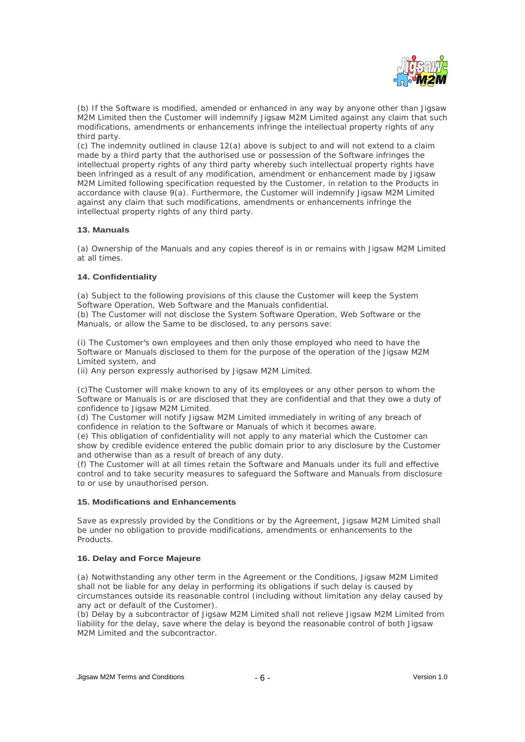(b) If the Software is modified, amended or enhanced in any way by anyone other than Jigsaw M2M Limited then the Customer will indemnify Jigsaw M2M Limited against any claim that such modifications, amendments or enhancements infringe the intellectual property rights of any third party.

(c) The indemnity outlined in clause 12(a) above is subject to and will not extend to a claim made by a third party that the authorised use or possession of the Software infringes the intellectual property rights of any third party whereby such intellectual property rights have been infringed as a result of any modification, amendment or enhancement made by Jigsaw M2M Limited following specification requested by the Customer, in relation to the Products in accordance with clause 9(a). Furthermore, the Customer will indemnify Jigsaw M2M Limited against any claim that such modifications, amendments or enhancements infringe the intellectual property rights of any third party.

**13. Manuals**

(a) Ownership of the Manuals and any copies thereof is in or remains with Jigsaw M2M Limited at all times.

**14. Confidentiality**

(a) Subject to the following provisions of this clause the Customer will keep the System Software Operation, Web Software and the Manuals confidential.

(b) The Customer will not disclose the System Software Operation, Web Software or the Manuals, or allow the Same to be disclosed, to any persons save:

(i) The Customer's own employees and then only those employed who need to have the Software or Manuals disclosed to them for the purpose of the operation of the Jigsaw M2M Limited system, and

(ii) Any person expressly authorised by Jigsaw M2M Limited.

(c)The Customer will make known to any of its employees or any other person to whom the Software or Manuals is or are disclosed that they are confidential and that they owe a duty of confidence to Jigsaw M2M Limited.

(d) The Customer will notify Jigsaw M2M Limited immediately in writing of any breach of confidence in relation to the Software or Manuals of which it becomes aware.

(e) This obligation of confidentiality will not apply to any material which the Customer can show by credible evidence entered the public domain prior to any disclosure by the Customer and otherwise than as a result of breach of any duty.

(f) The Customer will at all times retain the Software and Manuals under its full and effective control and to take security measures to safeguard the Software and Manuals from disclosure to or use by unauthorised person.

**15. Modifications and Enhancements**

Save as expressly provided by the Conditions or by the Agreement, Jigsaw M2M Limited shall be under no obligation to provide modifications, amendments or enhancements to the Products.

**16. Delay and Force Majeure**

(a) Notwithstanding any other term in the Agreement or the Conditions, Jigsaw M2M Limited shall not be liable for any delay in performing its obligations if such delay is caused by circumstances outside its reasonable control (including without limitation any delay caused by any act or default of the Customer).

(b) Delay by a subcontractor of Jigsaw M2M Limited shall not relieve Jigsaw M2M Limited from liability for the delay, save where the delay is beyond the reasonable control of both Jigsaw M2M Limited and the subcontractor.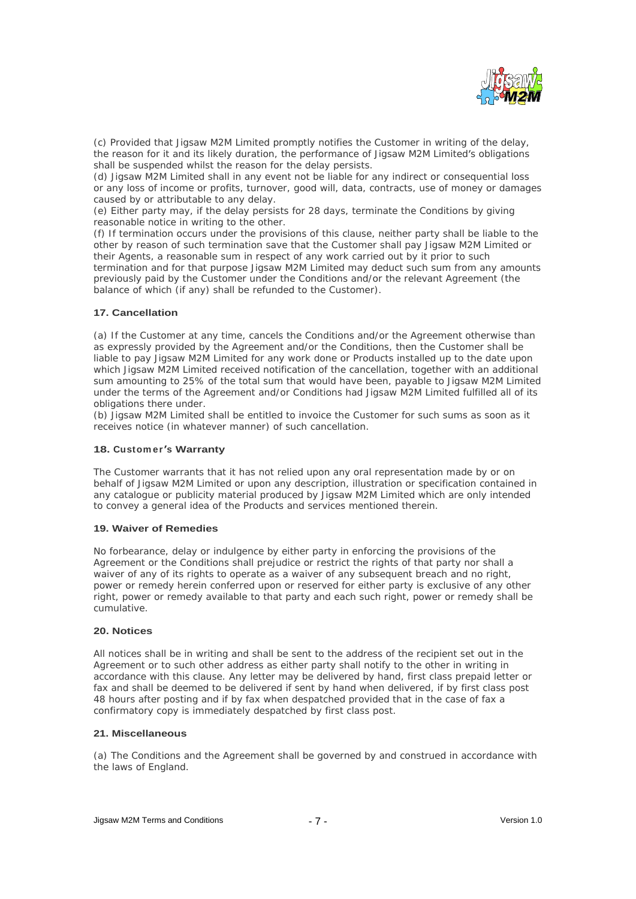(c) Provided that Jigsaw M2M Limited promptly notifies the Customer in writing of the delay, the reason for it and its likely duration, the performance of Jigsaw M2M Limited's obligations shall be suspended whilst the reason for the delay persists.

(d) Jigsaw M2M Limited shall in any event not be liable for any indirect or consequential loss or any loss of income or profits, turnover, good will, data, contracts, use of money or damages caused by or attributable to any delay.

(e) Either party may, if the delay persists for 28 days, terminate the Conditions by giving reasonable notice in writing to the other.

(f) If termination occurs under the provisions of this clause, neither party shall be liable to the other by reason of such termination save that the Customer shall pay Jigsaw M2M Limited or their Agents, a reasonable sum in respect of any work carried out by it prior to such termination and for that purpose Jigsaw M2M Limited may deduct such sum from any amounts previously paid by the Customer under the Conditions and/or the relevant Agreement (the balance of which (if any) shall be refunded to the Customer).

### 17. Cancellation

(a) If the Customer at any time, cancels the Conditions and/or the Agreement otherwise than as expressly provided by the Agreement and/or the Conditions, then the Customer shall be liable to pay Jigsaw M2M Limited for any work done or Products installed up to the date upon which Jigsaw M2M Limited received notification of the cancellation, together with an additional sum amounting to 25% of the total sum that would have been, payable to Jigsaw M2M Limited under the terms of the Agreement and/or Conditions had Jigsaw M2M Limited fulfilled all of its obligations there under.

(b) Jigsaw M2M Limited shall be entitled to invoice the Customer for such sums as soon as it receives notice (in whatever manner) of such cancellation.

### 18. Customer's Warranty

The Customer warrants that it has not relied upon any oral representation made by or on behalf of Jigsaw M2M Limited or upon any description, illustration or specification contained in any catalogue or publicity material produced by Jigsaw M2M Limited which are only intended to convey a general idea of the Products and services mentioned therein.

### 19. Waiver of Remedies

No forbearance, delay or indulgence by either party in enforcing the provisions of the Agreement or the Conditions shall prejudice or restrict the rights of that party nor shall a waiver of any of its rights to operate as a waiver of any subsequent breach and no right, power or remedy herein conferred upon or reserved for either party is exclusive of any other right, power or remedy available to that party and each such right, power or remedy shall be cumulative.

### 20. Notices

All notices shall be in writing and shall be sent to the address of the recipient set out in the Agreement or to such other address as either party shall notify to the other in writing in accordance with this clause. Any letter may be delivered by hand, first class prepaid letter or fax and shall be deemed to be delivered if sent by hand when delivered, if by first class post 48 hours after posting and if by fax when despatched provided that in the case of fax a confirmatory copy is immediately despatched by first class post.

### 21. Miscellaneous

(a) The Conditions and the Agreement shall be governed by and construed in accordance with the laws of England.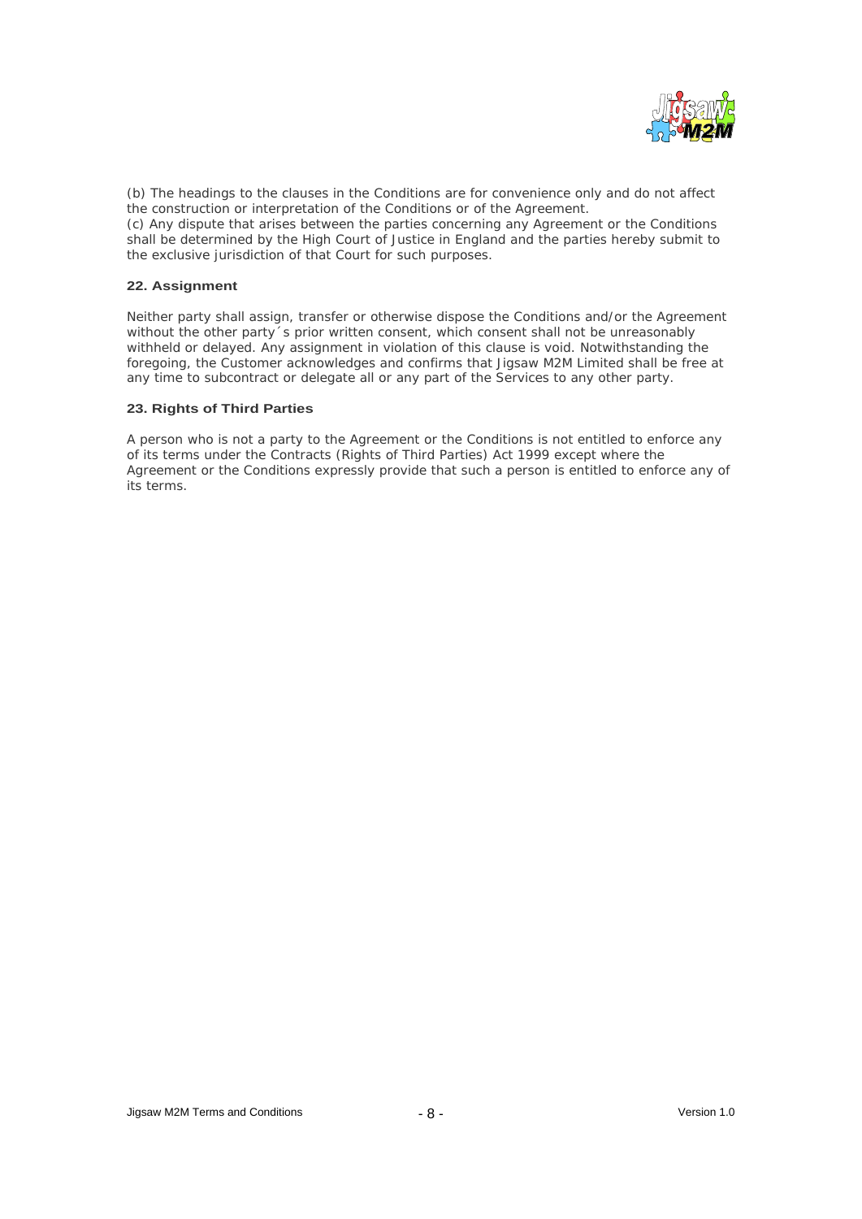(b) The headings to the clauses in the Conditions are for convenience only and do not affect the construction or interpretation of the Conditions or of the Agreement.
(c) Any dispute that arises between the parties concerning any Agreement or the Conditions shall be determined by the High Court of Justice in England and the parties hereby submit to the exclusive jurisdiction of that Court for such purposes.

### 22. Assignment

Neither party shall assign, transfer or otherwise dispose the Conditions and/or the Agreement without the other party´s prior written consent, which consent shall not be unreasonably withheld or delayed. Any assignment in violation of this clause is void. Notwithstanding the foregoing, the Customer acknowledges and confirms that Jigsaw M2M Limited shall be free at any time to subcontract or delegate all or any part of the Services to any other party.

### 23. Rights of Third Parties

A person who is not a party to the Agreement or the Conditions is not entitled to enforce any of its terms under the Contracts (Rights of Third Parties) Act 1999 except where the Agreement or the Conditions expressly provide that such a person is entitled to enforce any of its terms.